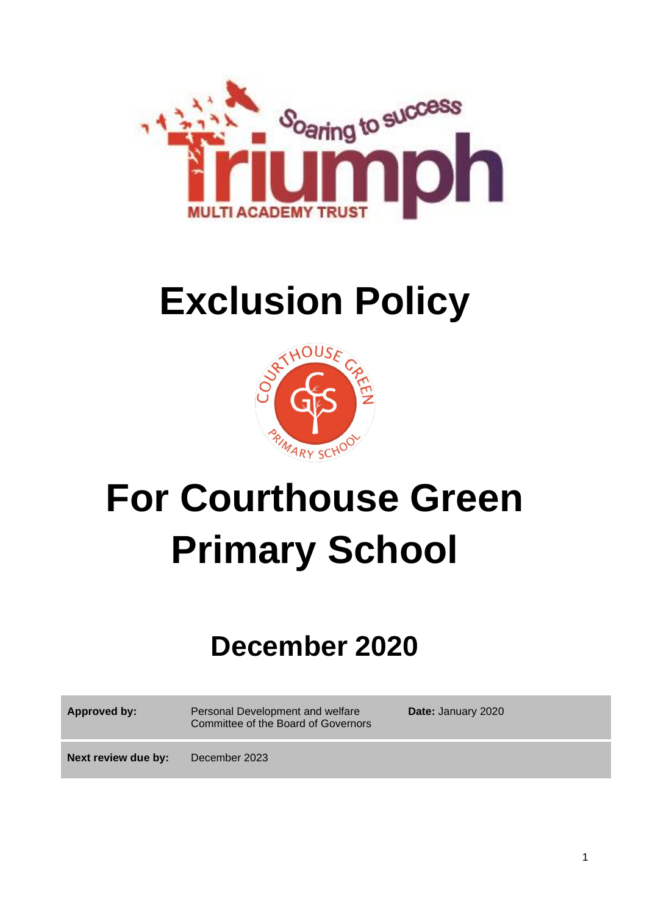# Exclusion Policy

# For Courthouse Green Primary School

## December 2020

| **Approved by:** | Personal Development and welfare Committee of the Board of Governors | **Date:** January 2020 |
| --- | --- | --- |
| **Next review due by:** | December 2023 | |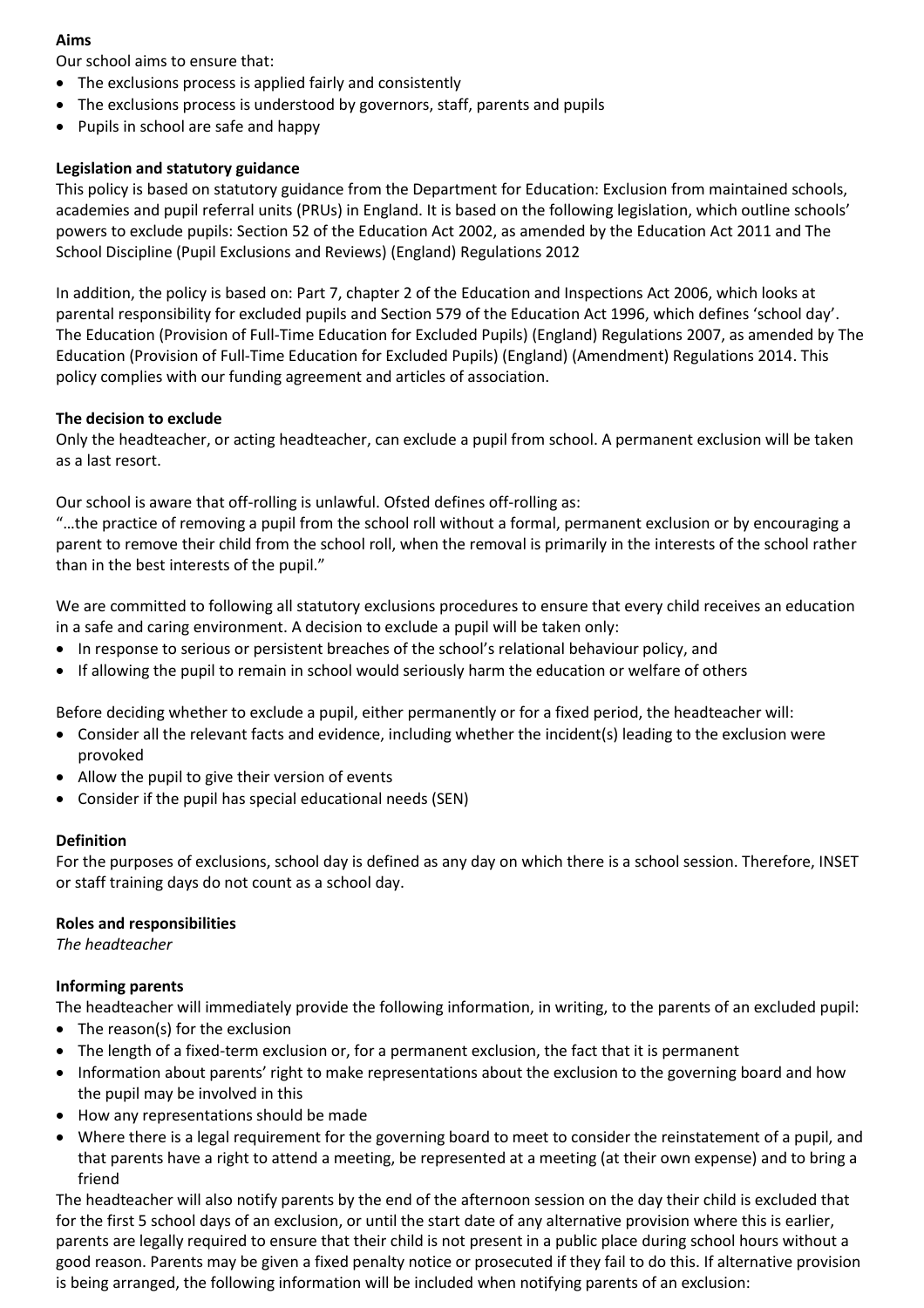**Aims**

Our school aims to ensure that:

- The exclusions process is applied fairly and consistently
- The exclusions process is understood by governors, staff, parents and pupils
- Pupils in school are safe and happy

**Legislation and statutory guidance**

This policy is based on statutory guidance from the Department for Education: Exclusion from maintained schools, academies and pupil referral units (PRUs) in England. It is based on the following legislation, which outline schools' powers to exclude pupils: Section 52 of the Education Act 2002, as amended by the Education Act 2011 and The School Discipline (Pupil Exclusions and Reviews) (England) Regulations 2012

In addition, the policy is based on: Part 7, chapter 2 of the Education and Inspections Act 2006, which looks at parental responsibility for excluded pupils and Section 579 of the Education Act 1996, which defines 'school day'. The Education (Provision of Full-Time Education for Excluded Pupils) (England) Regulations 2007, as amended by The Education (Provision of Full-Time Education for Excluded Pupils) (England) (Amendment) Regulations 2014. This policy complies with our funding agreement and articles of association.

**The decision to exclude**

Only the headteacher, or acting headteacher, can exclude a pupil from school. A permanent exclusion will be taken as a last resort.

Our school is aware that off-rolling is unlawful. Ofsted defines off-rolling as:

"…the practice of removing a pupil from the school roll without a formal, permanent exclusion or by encouraging a parent to remove their child from the school roll, when the removal is primarily in the interests of the school rather than in the best interests of the pupil."

We are committed to following all statutory exclusions procedures to ensure that every child receives an education in a safe and caring environment. A decision to exclude a pupil will be taken only:

- In response to serious or persistent breaches of the school's relational behaviour policy, and
- If allowing the pupil to remain in school would seriously harm the education or welfare of others

Before deciding whether to exclude a pupil, either permanently or for a fixed period, the headteacher will:

- Consider all the relevant facts and evidence, including whether the incident(s) leading to the exclusion were provoked
- Allow the pupil to give their version of events
- Consider if the pupil has special educational needs (SEN)

**Definition**

For the purposes of exclusions, school day is defined as any day on which there is a school session. Therefore, INSET or staff training days do not count as a school day.

**Roles and responsibilities**

*The headteacher*

**Informing parents**

The headteacher will immediately provide the following information, in writing, to the parents of an excluded pupil:

- The reason(s) for the exclusion
- The length of a fixed-term exclusion or, for a permanent exclusion, the fact that it is permanent
- Information about parents' right to make representations about the exclusion to the governing board and how the pupil may be involved in this
- How any representations should be made
- Where there is a legal requirement for the governing board to meet to consider the reinstatement of a pupil, and that parents have a right to attend a meeting, be represented at a meeting (at their own expense) and to bring a friend

The headteacher will also notify parents by the end of the afternoon session on the day their child is excluded that for the first 5 school days of an exclusion, or until the start date of any alternative provision where this is earlier, parents are legally required to ensure that their child is not present in a public place during school hours without a good reason. Parents may be given a fixed penalty notice or prosecuted if they fail to do this. If alternative provision is being arranged, the following information will be included when notifying parents of an exclusion: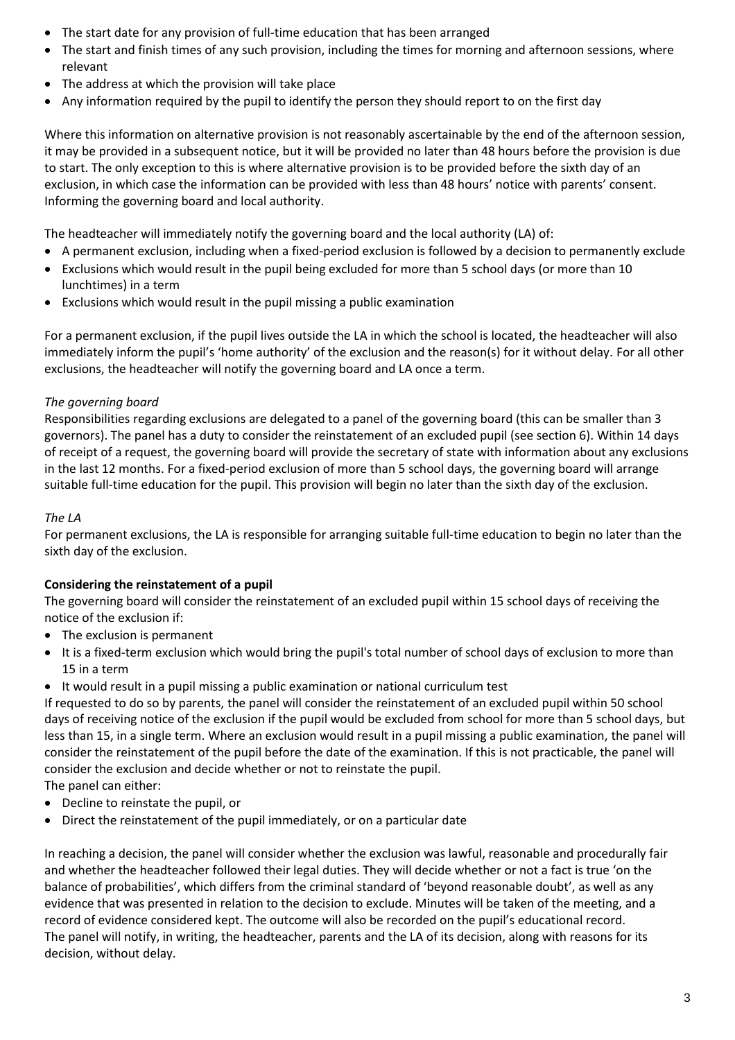- The start date for any provision of full-time education that has been arranged
- The start and finish times of any such provision, including the times for morning and afternoon sessions, where relevant
- The address at which the provision will take place
- Any information required by the pupil to identify the person they should report to on the first day

Where this information on alternative provision is not reasonably ascertainable by the end of the afternoon session, it may be provided in a subsequent notice, but it will be provided no later than 48 hours before the provision is due to start. The only exception to this is where alternative provision is to be provided before the sixth day of an exclusion, in which case the information can be provided with less than 48 hours' notice with parents' consent. Informing the governing board and local authority.

The headteacher will immediately notify the governing board and the local authority (LA) of:

- A permanent exclusion, including when a fixed-period exclusion is followed by a decision to permanently exclude
- Exclusions which would result in the pupil being excluded for more than 5 school days (or more than 10 lunchtimes) in a term
- Exclusions which would result in the pupil missing a public examination

For a permanent exclusion, if the pupil lives outside the LA in which the school is located, the headteacher will also immediately inform the pupil's 'home authority' of the exclusion and the reason(s) for it without delay. For all other exclusions, the headteacher will notify the governing board and LA once a term.

*The governing board*

Responsibilities regarding exclusions are delegated to a panel of the governing board (this can be smaller than 3 governors). The panel has a duty to consider the reinstatement of an excluded pupil (see section 6). Within 14 days of receipt of a request, the governing board will provide the secretary of state with information about any exclusions in the last 12 months. For a fixed-period exclusion of more than 5 school days, the governing board will arrange suitable full-time education for the pupil. This provision will begin no later than the sixth day of the exclusion.

*The LA*

For permanent exclusions, the LA is responsible for arranging suitable full-time education to begin no later than the sixth day of the exclusion.

**Considering the reinstatement of a pupil**

The governing board will consider the reinstatement of an excluded pupil within 15 school days of receiving the notice of the exclusion if:

- The exclusion is permanent
- It is a fixed-term exclusion which would bring the pupil's total number of school days of exclusion to more than 15 in a term
- It would result in a pupil missing a public examination or national curriculum test

If requested to do so by parents, the panel will consider the reinstatement of an excluded pupil within 50 school days of receiving notice of the exclusion if the pupil would be excluded from school for more than 5 school days, but less than 15, in a single term. Where an exclusion would result in a pupil missing a public examination, the panel will consider the reinstatement of the pupil before the date of the examination. If this is not practicable, the panel will consider the exclusion and decide whether or not to reinstate the pupil.

The panel can either:

- Decline to reinstate the pupil, or
- Direct the reinstatement of the pupil immediately, or on a particular date

In reaching a decision, the panel will consider whether the exclusion was lawful, reasonable and procedurally fair and whether the headteacher followed their legal duties. They will decide whether or not a fact is true 'on the balance of probabilities', which differs from the criminal standard of 'beyond reasonable doubt', as well as any evidence that was presented in relation to the decision to exclude. Minutes will be taken of the meeting, and a record of evidence considered kept. The outcome will also be recorded on the pupil's educational record.

The panel will notify, in writing, the headteacher, parents and the LA of its decision, along with reasons for its decision, without delay.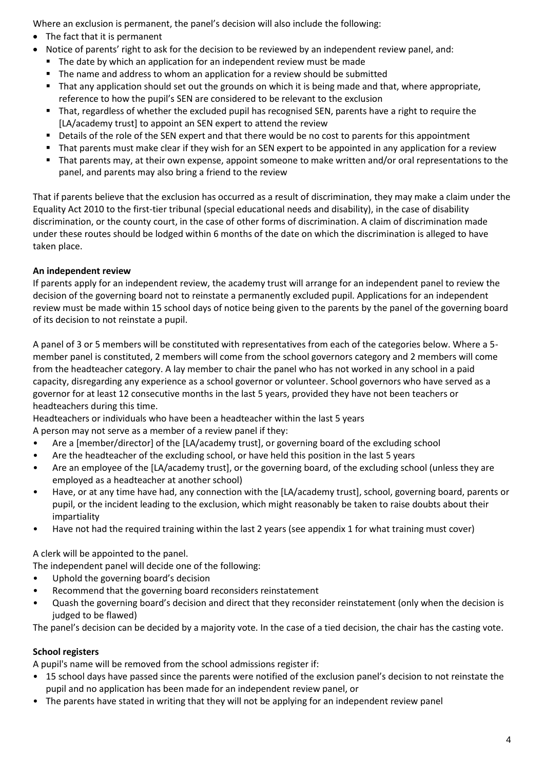Where an exclusion is permanent, the panel's decision will also include the following:

- The fact that it is permanent
- Notice of parents' right to ask for the decision to be reviewed by an independent review panel, and:
  - The date by which an application for an independent review must be made
  - The name and address to whom an application for a review should be submitted
  - That any application should set out the grounds on which it is being made and that, where appropriate, reference to how the pupil's SEN are considered to be relevant to the exclusion
  - That, regardless of whether the excluded pupil has recognised SEN, parents have a right to require the [LA/academy trust] to appoint an SEN expert to attend the review
  - Details of the role of the SEN expert and that there would be no cost to parents for this appointment
  - That parents must make clear if they wish for an SEN expert to be appointed in any application for a review
  - That parents may, at their own expense, appoint someone to make written and/or oral representations to the panel, and parents may also bring a friend to the review

That if parents believe that the exclusion has occurred as a result of discrimination, they may make a claim under the Equality Act 2010 to the first-tier tribunal (special educational needs and disability), in the case of disability discrimination, or the county court, in the case of other forms of discrimination. A claim of discrimination made under these routes should be lodged within 6 months of the date on which the discrimination is alleged to have taken place.

**An independent review**

If parents apply for an independent review, the academy trust will arrange for an independent panel to review the decision of the governing board not to reinstate a permanently excluded pupil. Applications for an independent review must be made within 15 school days of notice being given to the parents by the panel of the governing board of its decision to not reinstate a pupil.

A panel of 3 or 5 members will be constituted with representatives from each of the categories below. Where a 5-member panel is constituted, 2 members will come from the school governors category and 2 members will come from the headteacher category. A lay member to chair the panel who has not worked in any school in a paid capacity, disregarding any experience as a school governor or volunteer. School governors who have served as a governor for at least 12 consecutive months in the last 5 years, provided they have not been teachers or headteachers during this time.

Headteachers or individuals who have been a headteacher within the last 5 years

A person may not serve as a member of a review panel if they:

- Are a [member/director] of the [LA/academy trust], or governing board of the excluding school
- Are the headteacher of the excluding school, or have held this position in the last 5 years
- Are an employee of the [LA/academy trust], or the governing board, of the excluding school (unless they are employed as a headteacher at another school)
- Have, or at any time have had, any connection with the [LA/academy trust], school, governing board, parents or pupil, or the incident leading to the exclusion, which might reasonably be taken to raise doubts about their impartiality
- Have not had the required training within the last 2 years (see appendix 1 for what training must cover)

A clerk will be appointed to the panel.

The independent panel will decide one of the following:

- Uphold the governing board's decision
- Recommend that the governing board reconsiders reinstatement
- Quash the governing board's decision and direct that they reconsider reinstatement (only when the decision is judged to be flawed)

The panel's decision can be decided by a majority vote. In the case of a tied decision, the chair has the casting vote.

**School registers**

A pupil's name will be removed from the school admissions register if:

- 15 school days have passed since the parents were notified of the exclusion panel's decision to not reinstate the pupil and no application has been made for an independent review panel, or
- The parents have stated in writing that they will not be applying for an independent review panel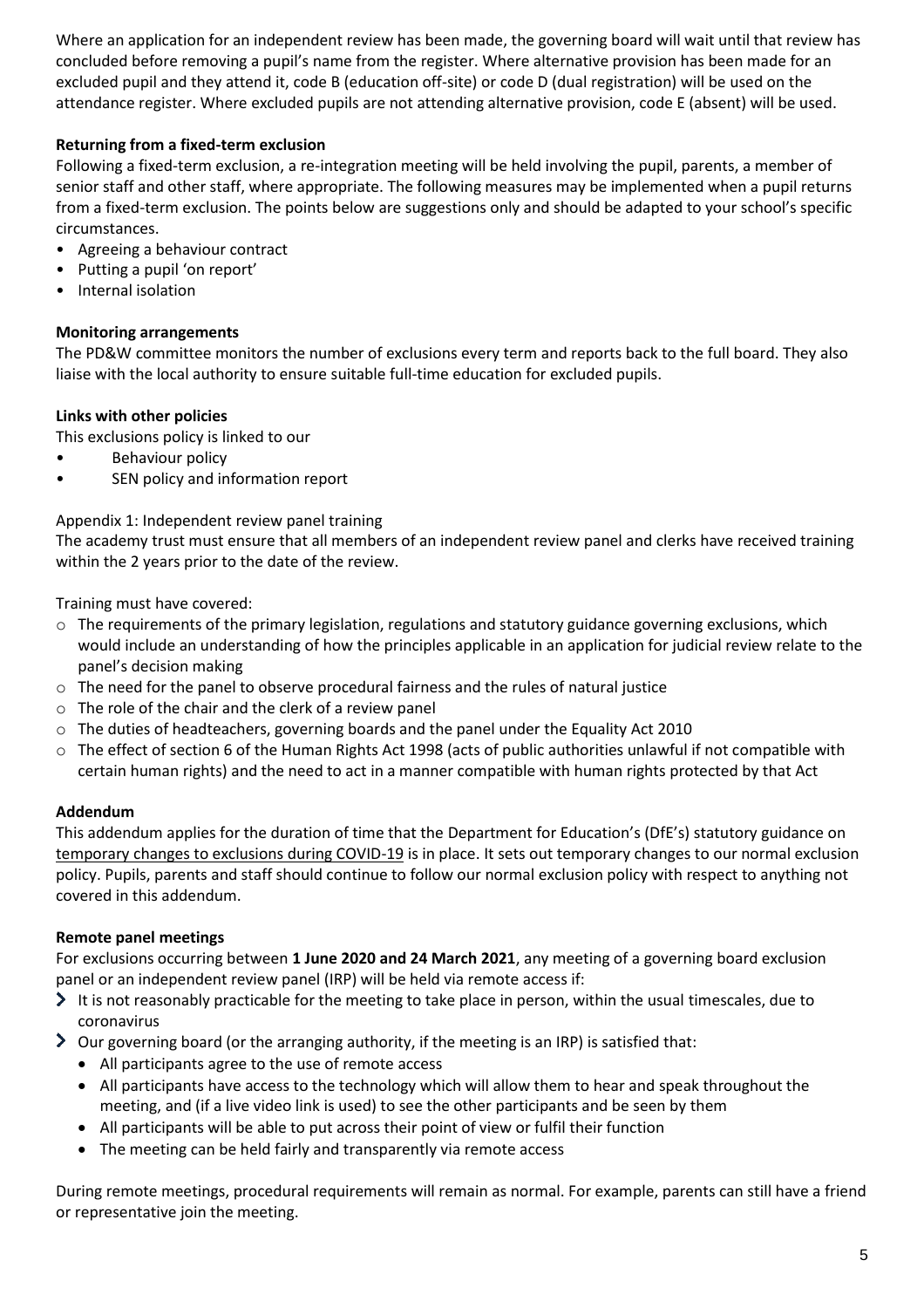Where an application for an independent review has been made, the governing board will wait until that review has concluded before removing a pupil's name from the register. Where alternative provision has been made for an excluded pupil and they attend it, code B (education off-site) or code D (dual registration) will be used on the attendance register. Where excluded pupils are not attending alternative provision, code E (absent) will be used.

**Returning from a fixed-term exclusion**

Following a fixed-term exclusion, a re-integration meeting will be held involving the pupil, parents, a member of senior staff and other staff, where appropriate. The following measures may be implemented when a pupil returns from a fixed-term exclusion. The points below are suggestions only and should be adapted to your school's specific circumstances.

- Agreeing a behaviour contract
- Putting a pupil 'on report'
- Internal isolation

**Monitoring arrangements**

The PD&W committee monitors the number of exclusions every term and reports back to the full board. They also liaise with the local authority to ensure suitable full-time education for excluded pupils.

**Links with other policies**

This exclusions policy is linked to our

- Behaviour policy
- SEN policy and information report

Appendix 1: Independent review panel training

The academy trust must ensure that all members of an independent review panel and clerks have received training within the 2 years prior to the date of the review.

Training must have covered:

- The requirements of the primary legislation, regulations and statutory guidance governing exclusions, which would include an understanding of how the principles applicable in an application for judicial review relate to the panel's decision making
- The need for the panel to observe procedural fairness and the rules of natural justice
- The role of the chair and the clerk of a review panel
- The duties of headteachers, governing boards and the panel under the Equality Act 2010
- The effect of section 6 of the Human Rights Act 1998 (acts of public authorities unlawful if not compatible with certain human rights) and the need to act in a manner compatible with human rights protected by that Act

**Addendum**

This addendum applies for the duration of time that the Department for Education's (DfE's) statutory guidance on temporary changes to exclusions during COVID-19 is in place. It sets out temporary changes to our normal exclusion policy. Pupils, parents and staff should continue to follow our normal exclusion policy with respect to anything not covered in this addendum.

**Remote panel meetings**

For exclusions occurring between **1 June 2020 and 24 March 2021**, any meeting of a governing board exclusion panel or an independent review panel (IRP) will be held via remote access if:

- It is not reasonably practicable for the meeting to take place in person, within the usual timescales, due to coronavirus
- Our governing board (or the arranging authority, if the meeting is an IRP) is satisfied that:
  - All participants agree to the use of remote access
  - All participants have access to the technology which will allow them to hear and speak throughout the meeting, and (if a live video link is used) to see the other participants and be seen by them
  - All participants will be able to put across their point of view or fulfil their function
  - The meeting can be held fairly and transparently via remote access

During remote meetings, procedural requirements will remain as normal. For example, parents can still have a friend or representative join the meeting.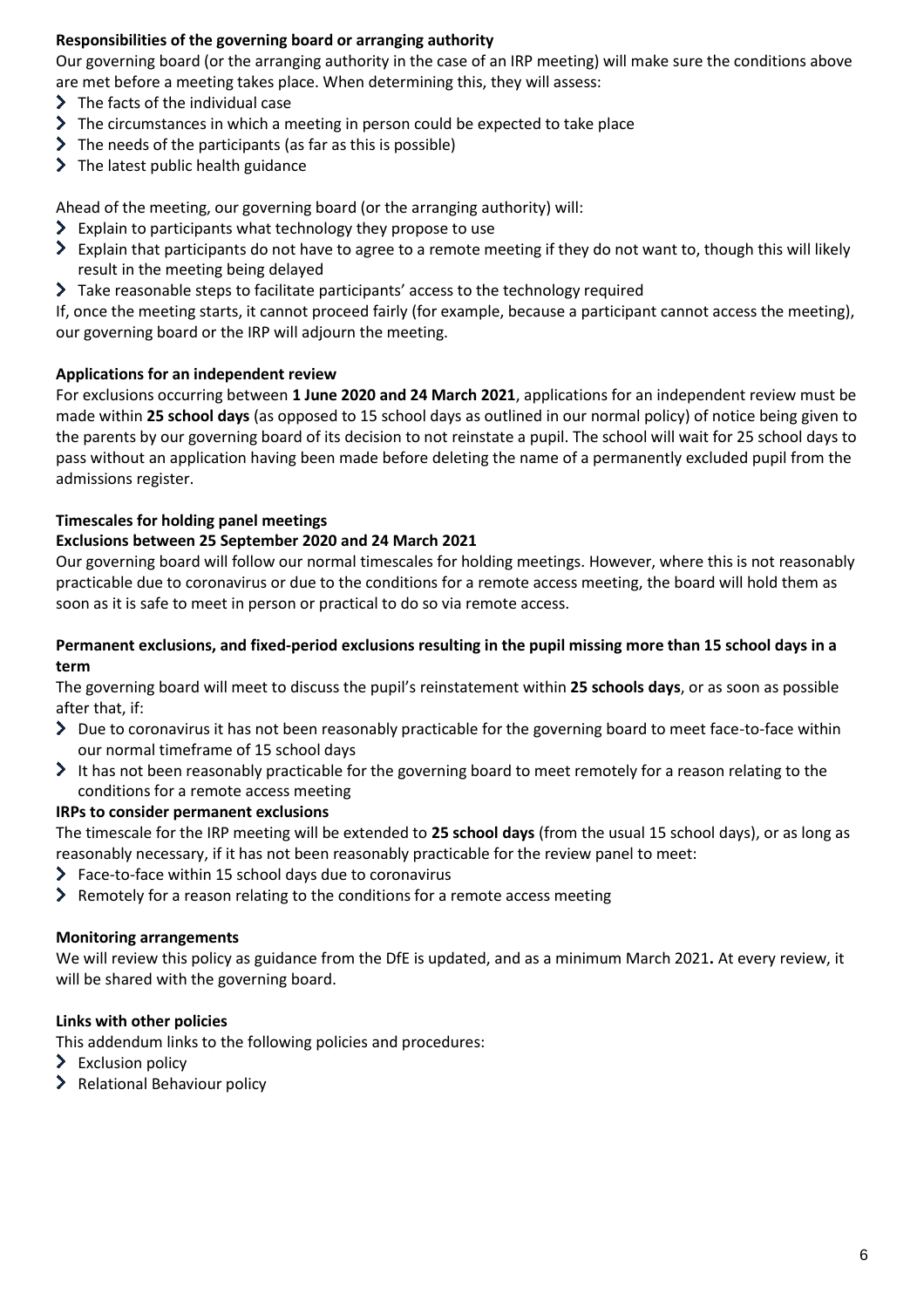**Responsibilities of the governing board or arranging authority**

Our governing board (or the arranging authority in the case of an IRP meeting) will make sure the conditions above are met before a meeting takes place. When determining this, they will assess:

- The facts of the individual case
- The circumstances in which a meeting in person could be expected to take place
- The needs of the participants (as far as this is possible)
- The latest public health guidance

Ahead of the meeting, our governing board (or the arranging authority) will:

- Explain to participants what technology they propose to use
- Explain that participants do not have to agree to a remote meeting if they do not want to, though this will likely result in the meeting being delayed
- Take reasonable steps to facilitate participants' access to the technology required

If, once the meeting starts, it cannot proceed fairly (for example, because a participant cannot access the meeting), our governing board or the IRP will adjourn the meeting.

**Applications for an independent review**

For exclusions occurring between **1 June 2020 and 24 March 2021**, applications for an independent review must be made within **25 school days** (as opposed to 15 school days as outlined in our normal policy) of notice being given to the parents by our governing board of its decision to not reinstate a pupil. The school will wait for 25 school days to pass without an application having been made before deleting the name of a permanently excluded pupil from the admissions register.

**Timescales for holding panel meetings**

**Exclusions between 25 September 2020 and 24 March 2021**

Our governing board will follow our normal timescales for holding meetings. However, where this is not reasonably practicable due to coronavirus or due to the conditions for a remote access meeting, the board will hold them as soon as it is safe to meet in person or practical to do so via remote access.

**Permanent exclusions, and fixed-period exclusions resulting in the pupil missing more than 15 school days in a term**

The governing board will meet to discuss the pupil's reinstatement within **25 schools days**, or as soon as possible after that, if:

- Due to coronavirus it has not been reasonably practicable for the governing board to meet face-to-face within our normal timeframe of 15 school days
- It has not been reasonably practicable for the governing board to meet remotely for a reason relating to the conditions for a remote access meeting

**IRPs to consider permanent exclusions**

The timescale for the IRP meeting will be extended to **25 school days** (from the usual 15 school days), or as long as reasonably necessary, if it has not been reasonably practicable for the review panel to meet:

- Face-to-face within 15 school days due to coronavirus
- Remotely for a reason relating to the conditions for a remote access meeting

**Monitoring arrangements**

We will review this policy as guidance from the DfE is updated, and as a minimum March 2021**.** At every review, it will be shared with the governing board.

**Links with other policies**

This addendum links to the following policies and procedures:

- Exclusion policy
- Relational Behaviour policy